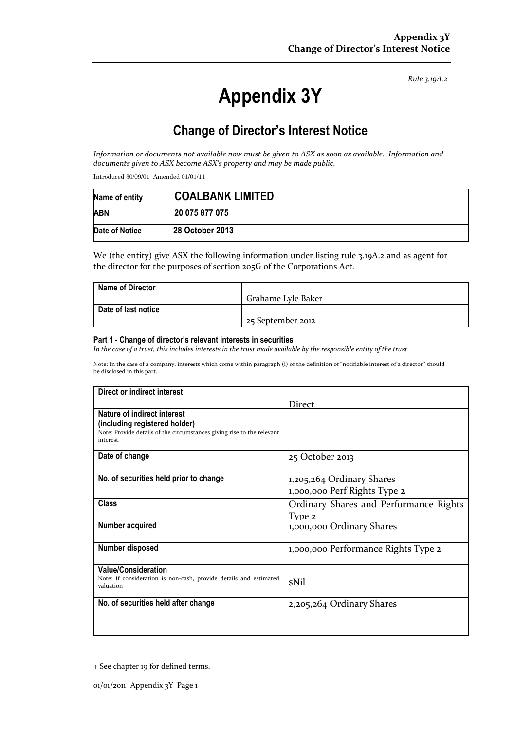*Rule 3.19A.2*

# Appendix 3Y

## Change of Director's Interest Notice

*Information or documents not available now must be given to ASX as soon as available. Information and documents given to ASX become ASX's property and may be made public.*

Introduced 30/09/01 Amended 01/01/11

| Name of entity | COALBANK LIMITED |
|---|---|
| ABN | 20 075 877 075 |
| Date of Notice | 28 October 2013 |

We (the entity) give ASX the following information under listing rule 3.19A.2 and as agent for the director for the purposes of section 205G of the Corporations Act.

| Name of Director | Grahame Lyle Baker |
|---|---|
| Date of last notice | 25 September 2012 |

#### Part 1 - Change of director's relevant interests in securities

*In the case of a trust, this includes interests in the trust made available by the responsible entity of the trust*

Note: In the case of a company, interests which come within paragraph (i) of the definition of "notifiable interest of a director" should be disclosed in this part.

| Direct or indirect interest | Direct |
|---|---|
| **Nature of indirect interest (including registered holder)**<br>Note: Provide details of the circumstances giving rise to the relevant interest. | |
| **Date of change** | 25 October 2013 |
| **No. of securities held prior to change** | 1,205,264 Ordinary Shares<br>1,000,000 Perf Rights Type 2 |
| **Class** | Ordinary Shares and Performance Rights Type 2 |
| **Number acquired** | 1,000,000 Ordinary Shares |
| **Number disposed** | 1,000,000 Performance Rights Type 2 |
| **Value/Consideration**<br>Note: If consideration is non-cash, provide details and estimated valuation | $Nil |
| **No. of securities held after change** | 2,205,264 Ordinary Shares |

+ See chapter 19 for defined terms.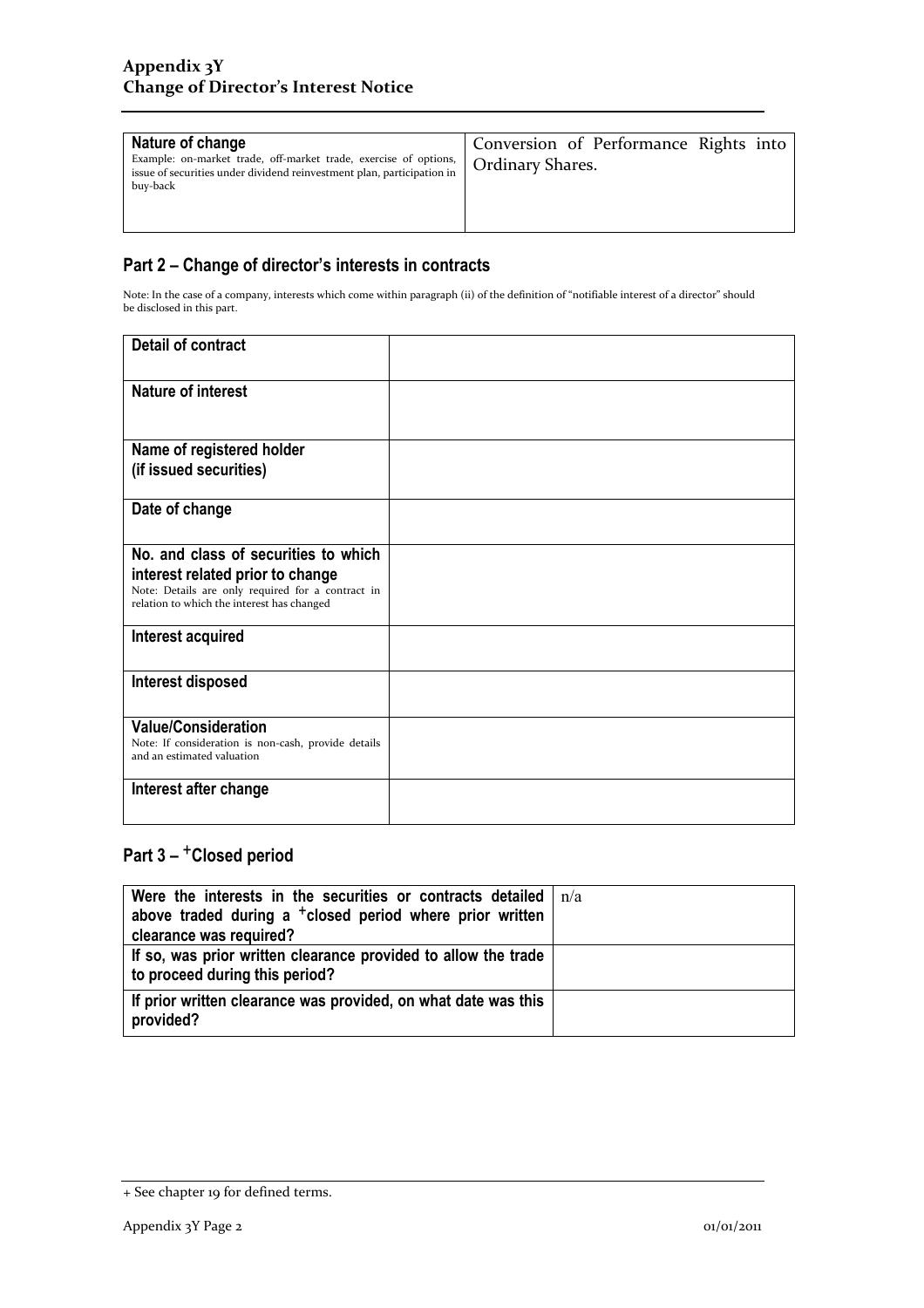| | |
|---|---|
| **Nature of change**<br>Example: on-market trade, off-market trade, exercise of options, issue of securities under dividend reinvestment plan, participation in buy-back | Conversion of Performance Rights into Ordinary Shares. |

## Part 2 – Change of director's interests in contracts

Note: In the case of a company, interests which come within paragraph (ii) of the definition of "notifiable interest of a director" should be disclosed in this part.

| | |
|---|---|
| **Detail of contract** | |
| **Nature of interest** | |
| **Name of registered holder (if issued securities)** | |
| **Date of change** | |
| **No. and class of securities to which interest related prior to change**<br>Note: Details are only required for a contract in relation to which the interest has changed | |
| **Interest acquired** | |
| **Interest disposed** | |
| **Value/Consideration**<br>Note: If consideration is non-cash, provide details and an estimated valuation | |
| **Interest after change** | |

## Part 3 – +Closed period

| | |
|---|---|
| **Were the interests in the securities or contracts detailed above traded during a +closed period where prior written clearance was required?** | n/a |
| **If so, was prior written clearance provided to allow the trade to proceed during this period?** | |
| **If prior written clearance was provided, on what date was this provided?** | |

+ See chapter 19 for defined terms.